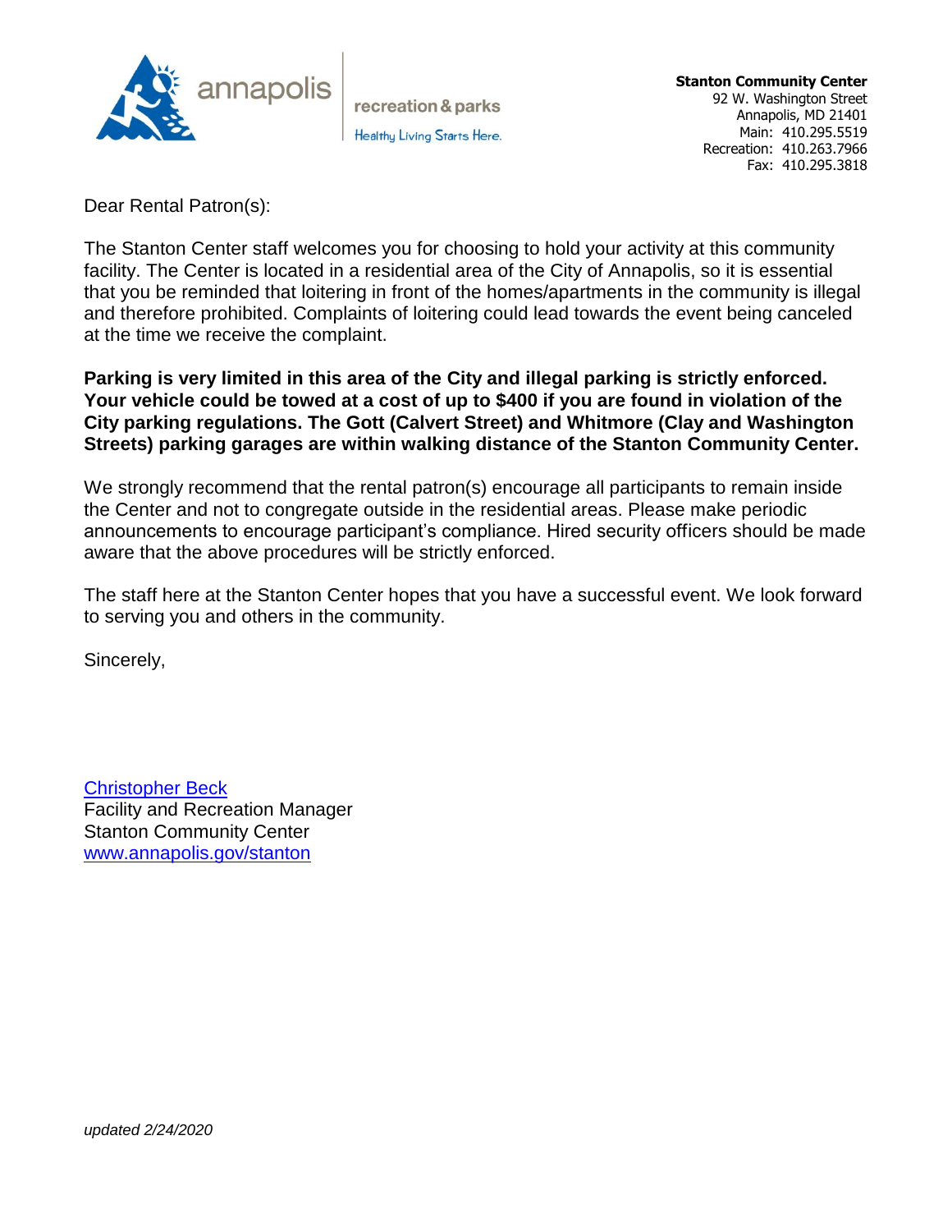annapolis recreation & parks

Healthy Living Starts Here.

**Stanton Community Center**
92 W. Washington Street
Annapolis, MD 21401
Main: 410.295.5519
Recreation: 410.263.7966
Fax: 410.295.3818

Dear Rental Patron(s):

The Stanton Center staff welcomes you for choosing to hold your activity at this community facility. The Center is located in a residential area of the City of Annapolis, so it is essential that you be reminded that loitering in front of the homes/apartments in the community is illegal and therefore prohibited. Complaints of loitering could lead towards the event being canceled at the time we receive the complaint.

**Parking is very limited in this area of the City and illegal parking is strictly enforced. Your vehicle could be towed at a cost of up to $400 if you are found in violation of the City parking regulations. The Gott (Calvert Street) and Whitmore (Clay and Washington Streets) parking garages are within walking distance of the Stanton Community Center.**

We strongly recommend that the rental patron(s) encourage all participants to remain inside the Center and not to congregate outside in the residential areas. Please make periodic announcements to encourage participant's compliance. Hired security officers should be made aware that the above procedures will be strictly enforced.

The staff here at the Stanton Center hopes that you have a successful event. We look forward to serving you and others in the community.

Sincerely,

[Christopher Beck](#)
Facility and Recreation Manager
Stanton Community Center
[www.annapolis.gov/stanton](http://www.annapolis.gov/stanton)

*updated 2/24/2020*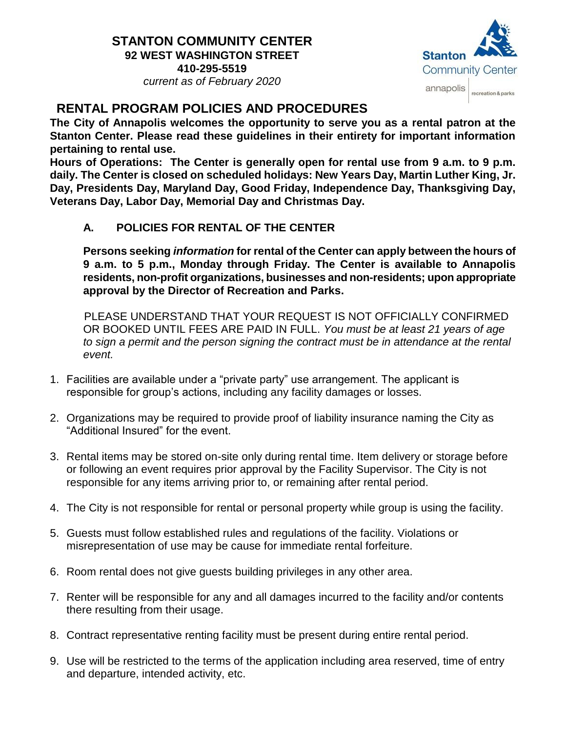**STANTON COMMUNITY CENTER**
**92 WEST WASHINGTON STREET**
**410-295-5519**
*current as of February 2020*

# RENTAL PROGRAM POLICIES AND PROCEDURES

**The City of Annapolis welcomes the opportunity to serve you as a rental patron at the Stanton Center. Please read these guidelines in their entirety for important information pertaining to rental use.**

**Hours of Operations: The Center is generally open for rental use from 9 a.m. to 9 p.m. daily. The Center is closed on scheduled holidays: New Years Day, Martin Luther King, Jr. Day, Presidents Day, Maryland Day, Good Friday, Independence Day, Thanksgiving Day, Veterans Day, Labor Day, Memorial Day and Christmas Day.**

## A. POLICIES FOR RENTAL OF THE CENTER

**Persons seeking *information* for rental of the Center can apply between the hours of 9 a.m. to 5 p.m., Monday through Friday. The Center is available to Annapolis residents, non-profit organizations, businesses and non-residents; upon appropriate approval by the Director of Recreation and Parks.**

PLEASE UNDERSTAND THAT YOUR REQUEST IS NOT OFFICIALLY CONFIRMED OR BOOKED UNTIL FEES ARE PAID IN FULL. *You must be at least 21 years of age to sign a permit and the person signing the contract must be in attendance at the rental event.*

1. Facilities are available under a "private party" use arrangement. The applicant is responsible for group's actions, including any facility damages or losses.

2. Organizations may be required to provide proof of liability insurance naming the City as "Additional Insured" for the event.

3. Rental items may be stored on-site only during rental time. Item delivery or storage before or following an event requires prior approval by the Facility Supervisor. The City is not responsible for any items arriving prior to, or remaining after rental period.

4. The City is not responsible for rental or personal property while group is using the facility.

5. Guests must follow established rules and regulations of the facility. Violations or misrepresentation of use may be cause for immediate rental forfeiture.

6. Room rental does not give guests building privileges in any other area.

7. Renter will be responsible for any and all damages incurred to the facility and/or contents there resulting from their usage.

8. Contract representative renting facility must be present during entire rental period.

9. Use will be restricted to the terms of the application including area reserved, time of entry and departure, intended activity, etc.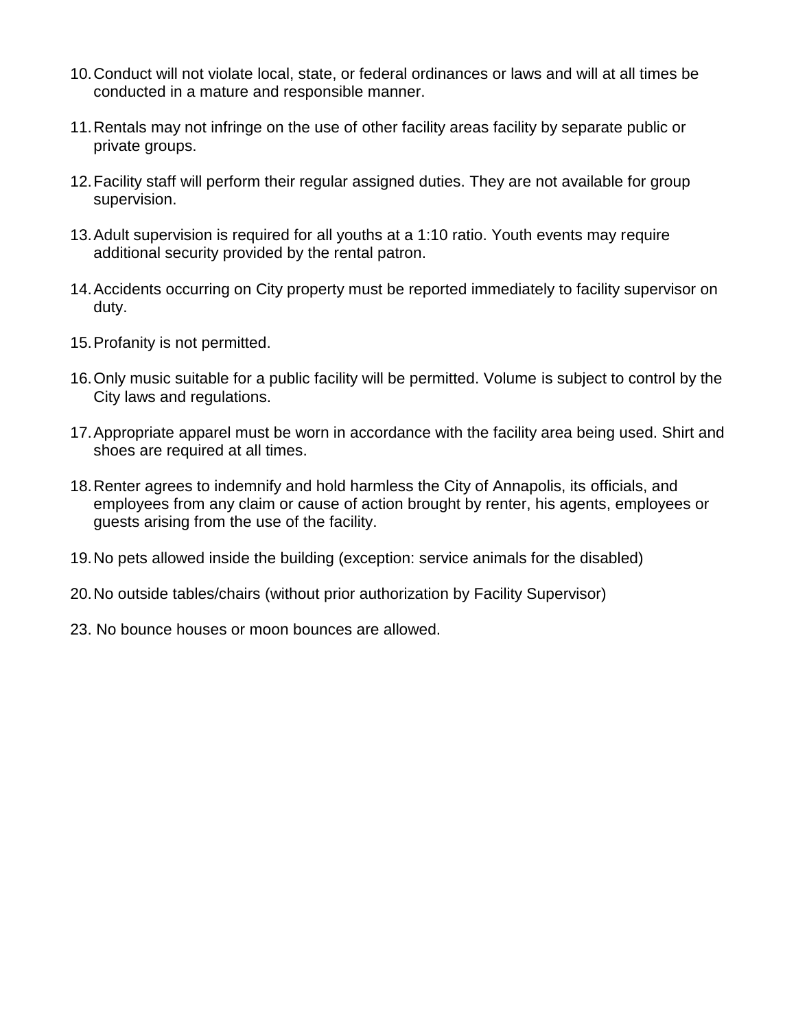10. Conduct will not violate local, state, or federal ordinances or laws and will at all times be conducted in a mature and responsible manner.

11. Rentals may not infringe on the use of other facility areas facility by separate public or private groups.

12. Facility staff will perform their regular assigned duties. They are not available for group supervision.

13. Adult supervision is required for all youths at a 1:10 ratio. Youth events may require additional security provided by the rental patron.

14. Accidents occurring on City property must be reported immediately to facility supervisor on duty.

15. Profanity is not permitted.

16. Only music suitable for a public facility will be permitted. Volume is subject to control by the City laws and regulations.

17. Appropriate apparel must be worn in accordance with the facility area being used. Shirt and shoes are required at all times.

18. Renter agrees to indemnify and hold harmless the City of Annapolis, its officials, and employees from any claim or cause of action brought by renter, his agents, employees or guests arising from the use of the facility.

19. No pets allowed inside the building (exception: service animals for the disabled)

20. No outside tables/chairs (without prior authorization by Facility Supervisor)

23. No bounce houses or moon bounces are allowed.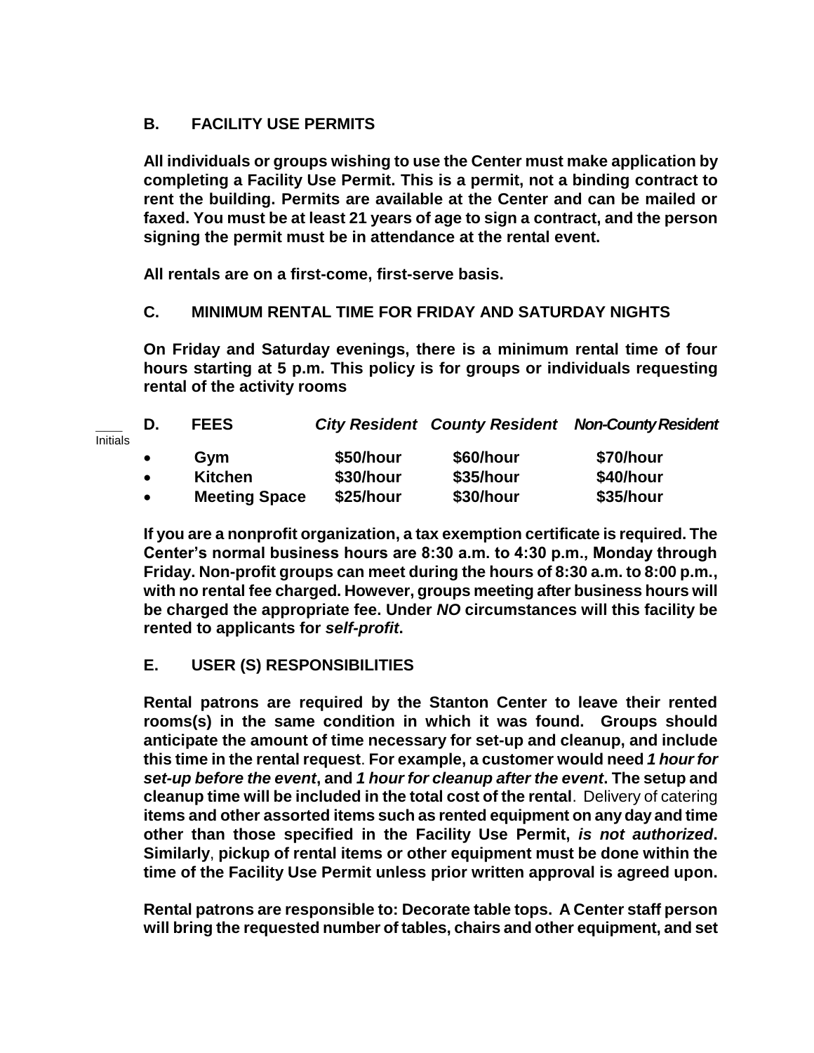## B. FACILITY USE PERMITS

**All individuals or groups wishing to use the Center must make application by completing a Facility Use Permit. This is a permit, not a binding contract to rent the building. Permits are available at the Center and can be mailed or faxed. You must be at least 21 years of age to sign a contract, and the person signing the permit must be in attendance at the rental event.**

**All rentals are on a first-come, first-serve basis.**

## C. MINIMUM RENTAL TIME FOR FRIDAY AND SATURDAY NIGHTS

**On Friday and Saturday evenings, there is a minimum rental time of four hours starting at 5 p.m. This policy is for groups or individuals requesting rental of the activity rooms**

____ Initials

## D. FEES

| | *City Resident* | *County Resident* | *Non-County Resident* |
|---|---|---|---|
| • Gym | $50/hour | $60/hour | $70/hour |
| • Kitchen | $30/hour | $35/hour | $40/hour |
| • Meeting Space | $25/hour | $30/hour | $35/hour |

**If you are a nonprofit organization, a tax exemption certificate is required. The Center's normal business hours are 8:30 a.m. to 4:30 p.m., Monday through Friday. Non-profit groups can meet during the hours of 8:30 a.m. to 8:00 p.m., with no rental fee charged. However, groups meeting after business hours will be charged the appropriate fee. Under *NO* circumstances will this facility be rented to applicants for *self-profit*.**

## E. USER (S) RESPONSIBILITIES

**Rental patrons are required by the Stanton Center to leave their rented rooms(s) in the same condition in which it was found. Groups should anticipate the amount of time necessary for set-up and cleanup, and include this time in the rental request**. **For example, a customer would need *1 hour for set-up before the event*, and *1 hour for cleanup after the event*. The setup and cleanup time will be included in the total cost of the rental**. Delivery of catering **items and other assorted items such as rented equipment on any day and time other than those specified in the Facility Use Permit, *is not authorized*. Similarly**, **pickup of rental items or other equipment must be done within the time of the Facility Use Permit unless prior written approval is agreed upon.**

**Rental patrons are responsible to: Decorate table tops. A Center staff person will bring the requested number of tables, chairs and other equipment, and set**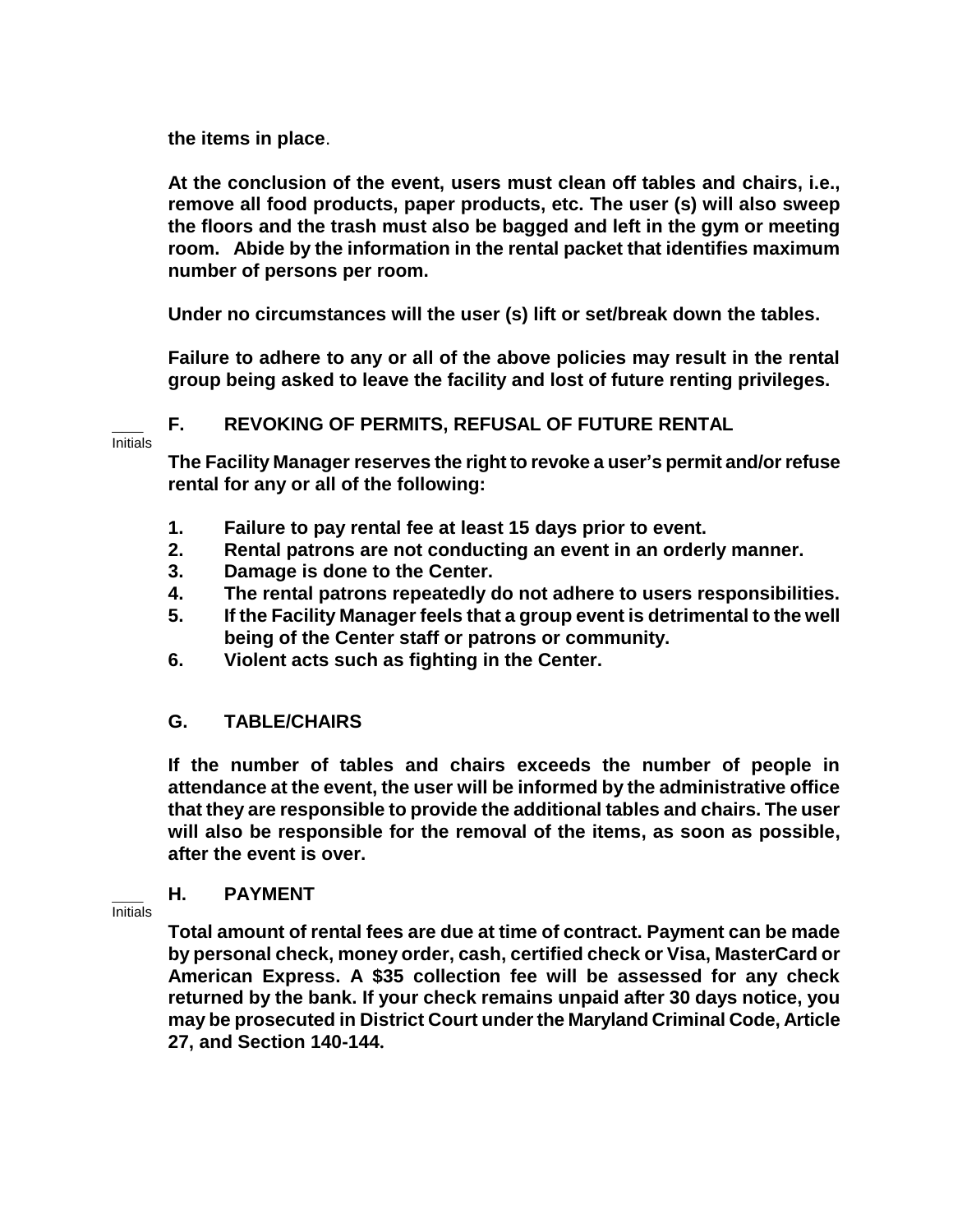**the items in place**.

**At the conclusion of the event, users must clean off tables and chairs, i.e., remove all food products, paper products, etc. The user (s) will also sweep the floors and the trash must also be bagged and left in the gym or meeting room. Abide by the information in the rental packet that identifies maximum number of persons per room.**

**Under no circumstances will the user (s) lift or set/break down the tables.**

**Failure to adhere to any or all of the above policies may result in the rental group being asked to leave the facility and lost of future renting privileges.**

\_\_\_\_ Initials

## F. REVOKING OF PERMITS, REFUSAL OF FUTURE RENTAL

**The Facility Manager reserves the right to revoke a user's permit and/or refuse rental for any or all of the following:**

1. **Failure to pay rental fee at least 15 days prior to event.**
2. **Rental patrons are not conducting an event in an orderly manner.**
3. **Damage is done to the Center.**
4. **The rental patrons repeatedly do not adhere to users responsibilities.**
5. **If the Facility Manager feels that a group event is detrimental to the well being of the Center staff or patrons or community.**
6. **Violent acts such as fighting in the Center.**

## G. TABLE/CHAIRS

**If the number of tables and chairs exceeds the number of people in attendance at the event, the user will be informed by the administrative office that they are responsible to provide the additional tables and chairs. The user will also be responsible for the removal of the items, as soon as possible, after the event is over.**

\_\_\_\_ Initials

## H. PAYMENT

**Total amount of rental fees are due at time of contract. Payment can be made by personal check, money order, cash, certified check or Visa, MasterCard or American Express. A $35 collection fee will be assessed for any check returned by the bank. If your check remains unpaid after 30 days notice, you may be prosecuted in District Court under the Maryland Criminal Code, Article 27, and Section 140-144.**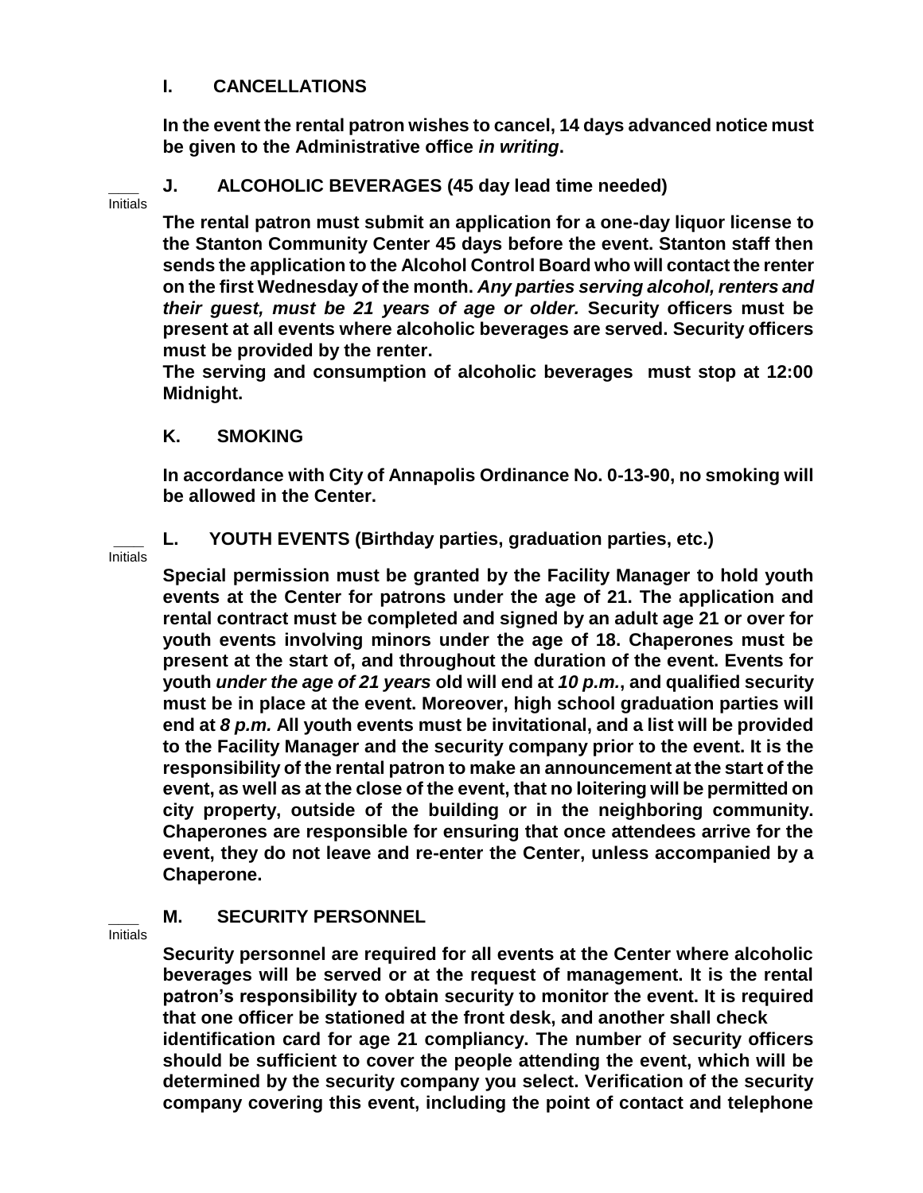### I. CANCELLATIONS

**In the event the rental patron wishes to cancel, 14 days advanced notice must be given to the Administrative office *in writing*.**

\_\_\_\_ Initials

### J. ALCOHOLIC BEVERAGES (45 day lead time needed)

**The rental patron must submit an application for a one-day liquor license to the Stanton Community Center 45 days before the event. Stanton staff then sends the application to the Alcohol Control Board who will contact the renter on the first Wednesday of the month. *Any parties serving alcohol, renters and their guest, must be 21 years of age or older.* Security officers must be present at all events where alcoholic beverages are served. Security officers must be provided by the renter.**

**The serving and consumption of alcoholic beverages must stop at 12:00 Midnight.**

### K. SMOKING

**In accordance with City of Annapolis Ordinance No. 0-13-90, no smoking will be allowed in the Center.**

\_\_\_\_ Initials

### L. YOUTH EVENTS (Birthday parties, graduation parties, etc.)

**Special permission must be granted by the Facility Manager to hold youth events at the Center for patrons under the age of 21. The application and rental contract must be completed and signed by an adult age 21 or over for youth events involving minors under the age of 18. Chaperones must be present at the start of, and throughout the duration of the event. Events for youth *under the age of 21 years* old will end at *10 p.m.*, and qualified security must be in place at the event. Moreover, high school graduation parties will end at *8 p.m.* All youth events must be invitational, and a list will be provided to the Facility Manager and the security company prior to the event. It is the responsibility of the rental patron to make an announcement at the start of the event, as well as at the close of the event, that no loitering will be permitted on city property, outside of the building or in the neighboring community. Chaperones are responsible for ensuring that once attendees arrive for the event, they do not leave and re-enter the Center, unless accompanied by a Chaperone.**

\_\_\_\_ Initials

### M. SECURITY PERSONNEL

**Security personnel are required for all events at the Center where alcoholic beverages will be served or at the request of management. It is the rental patron's responsibility to obtain security to monitor the event. It is required that one officer be stationed at the front desk, and another shall check identification card for age 21 compliancy. The number of security officers should be sufficient to cover the people attending the event, which will be determined by the security company you select. Verification of the security company covering this event, including the point of contact and telephone**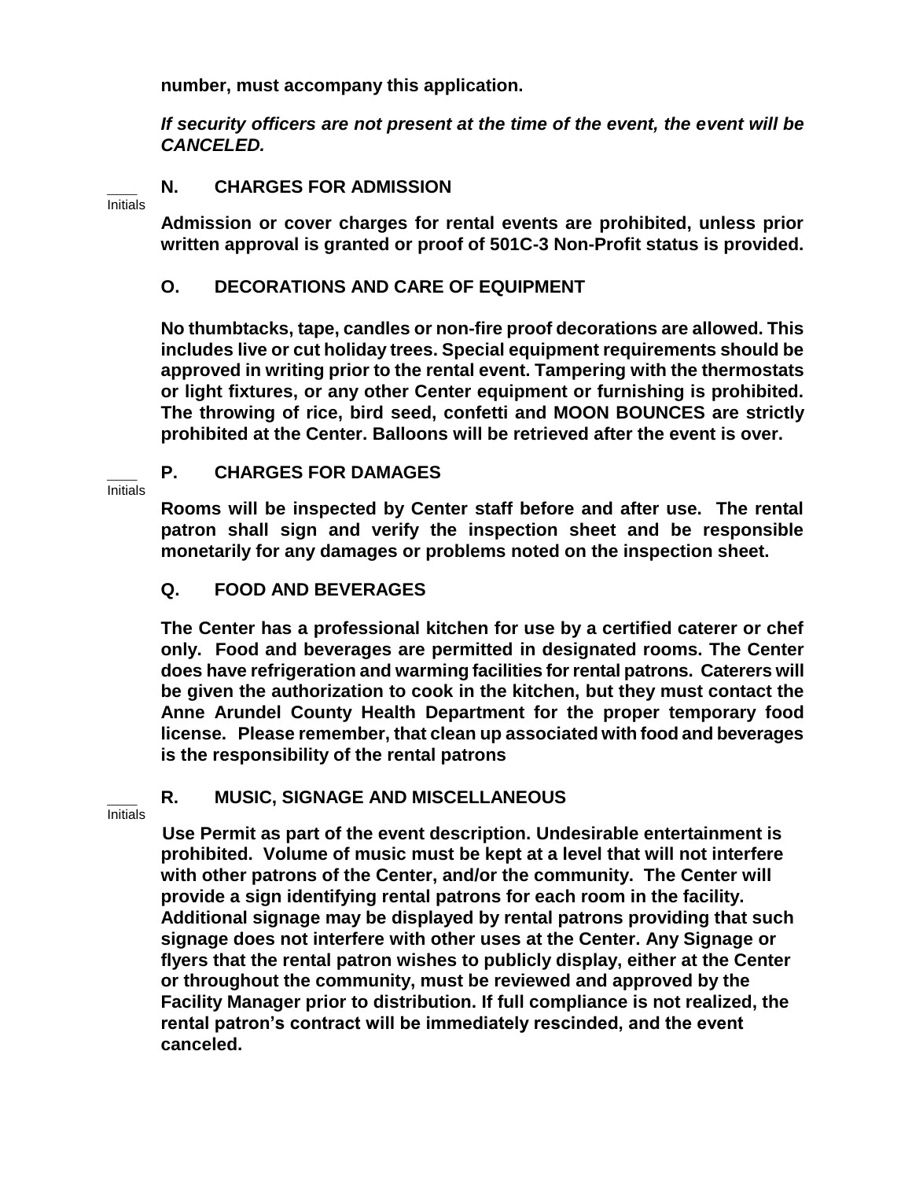**number, must accompany this application.**

***If security officers are not present at the time of the event, the event will be CANCELED.***

____
Initials

**N. CHARGES FOR ADMISSION**

**Admission or cover charges for rental events are prohibited, unless prior written approval is granted or proof of 501C-3 Non-Profit status is provided.**

**O. DECORATIONS AND CARE OF EQUIPMENT**

**No thumbtacks, tape, candles or non-fire proof decorations are allowed. This includes live or cut holiday trees. Special equipment requirements should be approved in writing prior to the rental event. Tampering with the thermostats or light fixtures, or any other Center equipment or furnishing is prohibited. The throwing of rice, bird seed, confetti and MOON BOUNCES are strictly prohibited at the Center. Balloons will be retrieved after the event is over.**

____
Initials

**P. CHARGES FOR DAMAGES**

**Rooms will be inspected by Center staff before and after use. The rental patron shall sign and verify the inspection sheet and be responsible monetarily for any damages or problems noted on the inspection sheet.**

**Q. FOOD AND BEVERAGES**

**The Center has a professional kitchen for use by a certified caterer or chef only. Food and beverages are permitted in designated rooms. The Center does have refrigeration and warming facilities for rental patrons. Caterers will be given the authorization to cook in the kitchen, but they must contact the Anne Arundel County Health Department for the proper temporary food license. Please remember, that clean up associated with food and beverages is the responsibility of the rental patrons**

____
Initials

**R. MUSIC, SIGNAGE AND MISCELLANEOUS**

**Use Permit as part of the event description. Undesirable entertainment is prohibited. Volume of music must be kept at a level that will not interfere with other patrons of the Center, and/or the community. The Center will provide a sign identifying rental patrons for each room in the facility. Additional signage may be displayed by rental patrons providing that such signage does not interfere with other uses at the Center. Any Signage or flyers that the rental patron wishes to publicly display, either at the Center or throughout the community, must be reviewed and approved by the Facility Manager prior to distribution. If full compliance is not realized, the rental patron's contract will be immediately rescinded, and the event canceled.**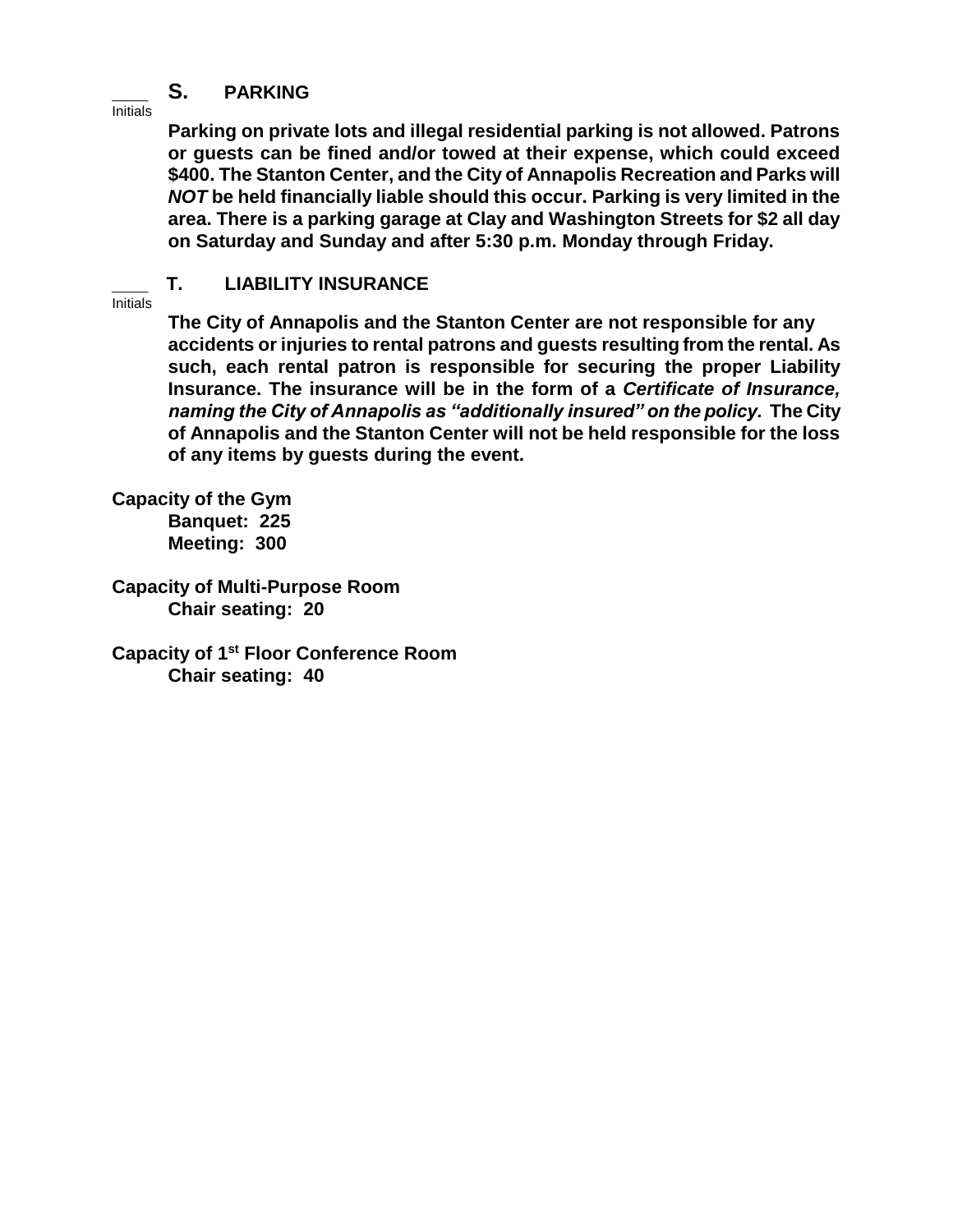____ **S. PARKING**
Initials

**Parking on private lots and illegal residential parking is not allowed. Patrons or guests can be fined and/or towed at their expense, which could exceed $400. The Stanton Center, and the City of Annapolis Recreation and Parks will *NOT* be held financially liable should this occur. Parking is very limited in the area. There is a parking garage at Clay and Washington Streets for $2 all day on Saturday and Sunday and after 5:30 p.m. Monday through Friday.**

____ **T. LIABILITY INSURANCE**
Initials

**The City of Annapolis and the Stanton Center are not responsible for any accidents or injuries to rental patrons and guests resulting from the rental. As such, each rental patron is responsible for securing the proper Liability Insurance. The insurance will be in the form of a *Certificate of Insurance, naming the City of Annapolis as "additionally insured" on the policy.* The City of Annapolis and the Stanton Center will not be held responsible for the loss of any items by guests during the event.**

**Capacity of the Gym**
**Banquet: 225**
**Meeting: 300**

**Capacity of Multi-Purpose Room**
**Chair seating: 20**

**Capacity of 1st Floor Conference Room**
**Chair seating: 40**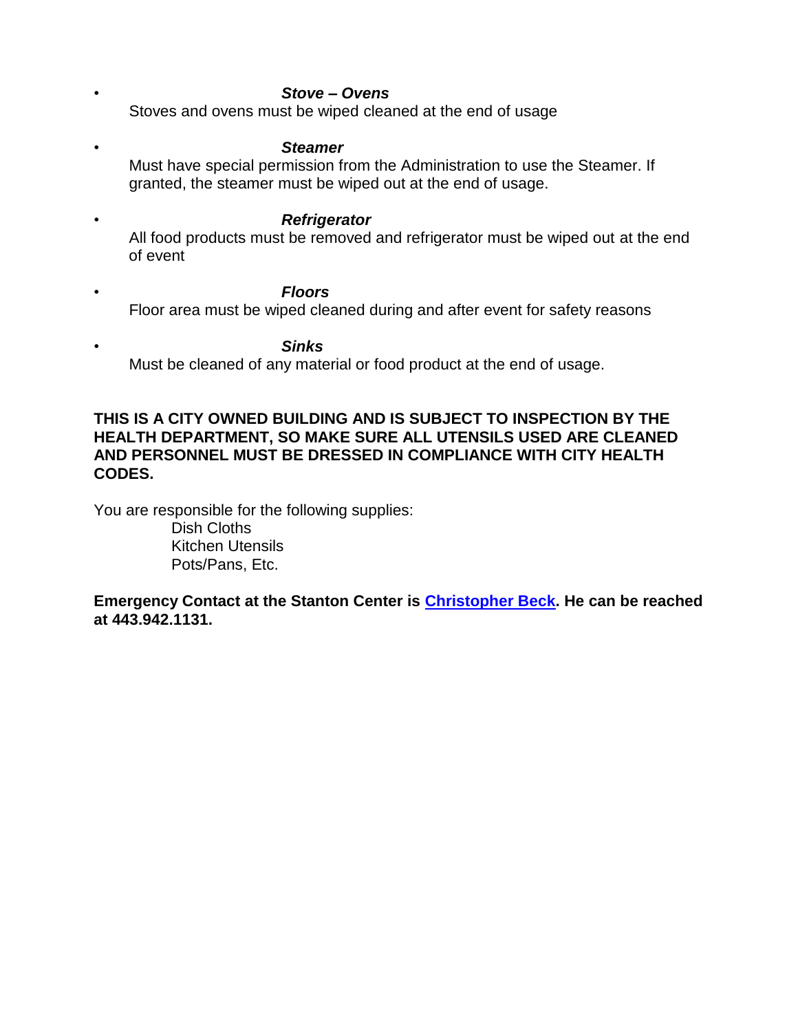- ***Stove – Ovens***

  Stoves and ovens must be wiped cleaned at the end of usage

- ***Steamer***

  Must have special permission from the Administration to use the Steamer. If granted, the steamer must be wiped out at the end of usage.

- ***Refrigerator***

  All food products must be removed and refrigerator must be wiped out at the end of event

- ***Floors***

  Floor area must be wiped cleaned during and after event for safety reasons

- ***Sinks***

  Must be cleaned of any material or food product at the end of usage.

**THIS IS A CITY OWNED BUILDING AND IS SUBJECT TO INSPECTION BY THE HEALTH DEPARTMENT, SO MAKE SURE ALL UTENSILS USED ARE CLEANED AND PERSONNEL MUST BE DRESSED IN COMPLIANCE WITH CITY HEALTH CODES.**

You are responsible for the following supplies:

Dish Cloths
Kitchen Utensils
Pots/Pans, Etc.

**Emergency Contact at the Stanton Center is Christopher Beck. He can be reached at 443.942.1131.**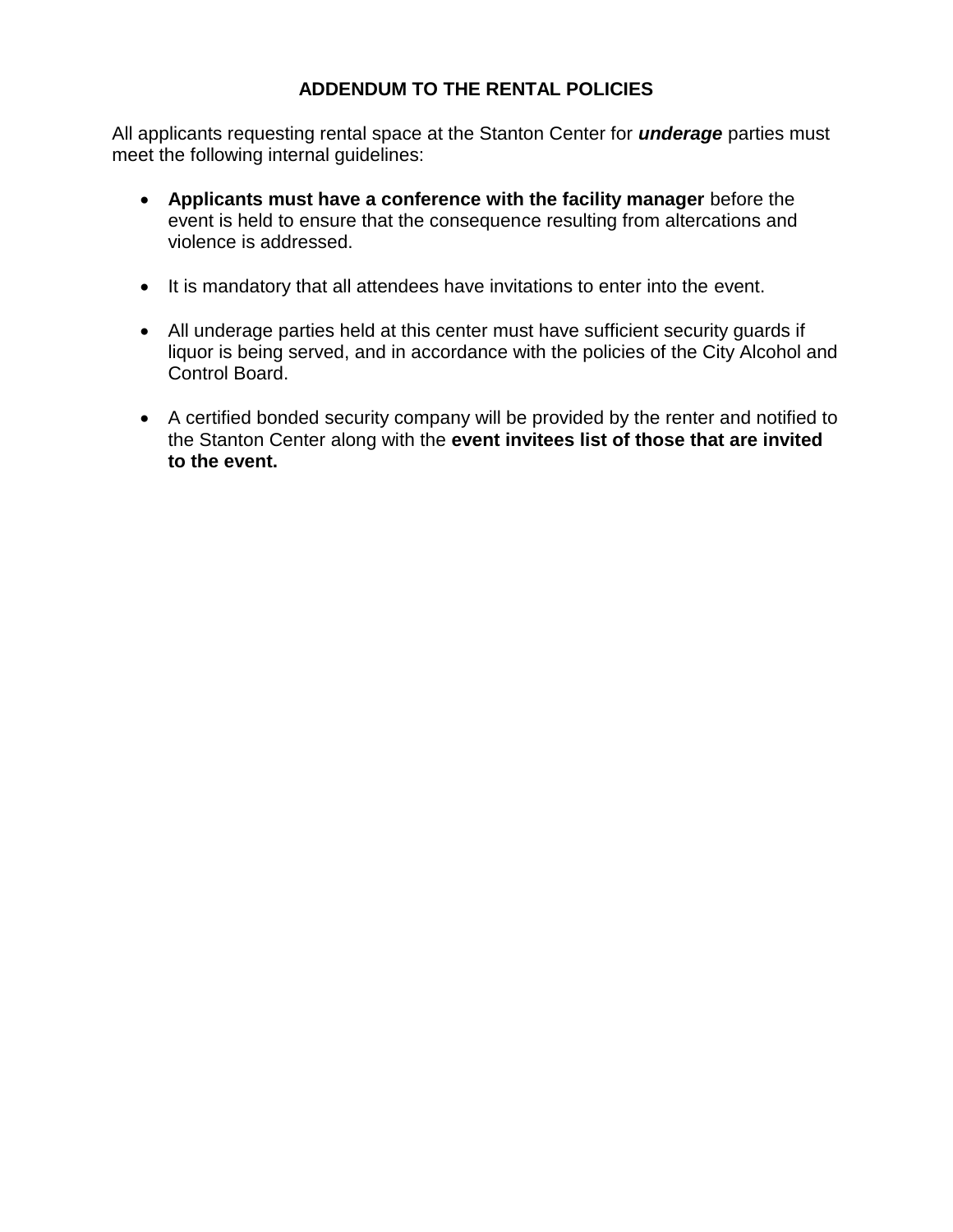## ADDENDUM TO THE RENTAL POLICIES

All applicants requesting rental space at the Stanton Center for ***underage*** parties must meet the following internal guidelines:

- **Applicants must have a conference with the facility manager** before the event is held to ensure that the consequence resulting from altercations and violence is addressed.

- It is mandatory that all attendees have invitations to enter into the event.

- All underage parties held at this center must have sufficient security guards if liquor is being served, and in accordance with the policies of the City Alcohol and Control Board.

- A certified bonded security company will be provided by the renter and notified to the Stanton Center along with the **event invitees list of those that are invited to the event.**